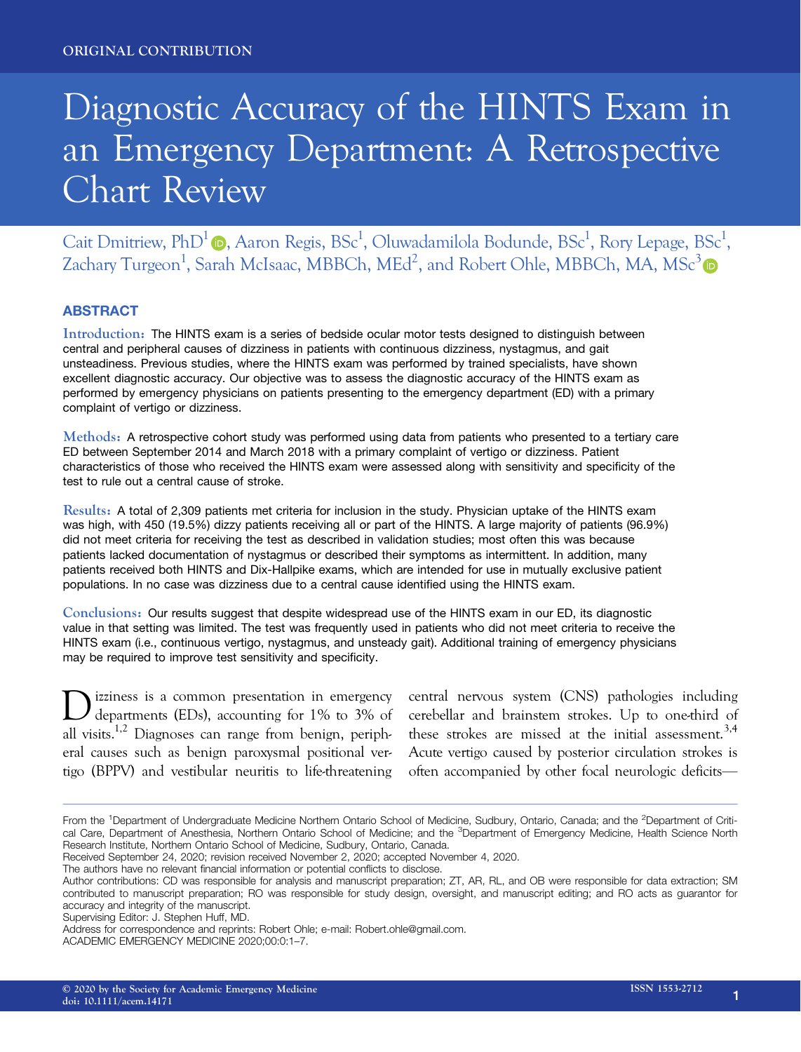ORIGINAL CONTRIBUTION

# Diagnostic Accuracy of the HINTS Exam in an Emergency Department: A Retrospective Chart Review

Cait Dmitriew, PhD[1], Aaron Regis, BSc[1], Oluwadamilola Bodunde, BSc[1], Rory Lepage, BSc[1], Zachary Turgeon[1], Sarah McIsaac, MBBCh, MEd[2], and Robert Ohle, MBBCh, MA, MSc[3]

## ABSTRACT

**Introduction:** The HINTS exam is a series of bedside ocular motor tests designed to distinguish between central and peripheral causes of dizziness in patients with continuous dizziness, nystagmus, and gait unsteadiness. Previous studies, where the HINTS exam was performed by trained specialists, have shown excellent diagnostic accuracy. Our objective was to assess the diagnostic accuracy of the HINTS exam as performed by emergency physicians on patients presenting to the emergency department (ED) with a primary complaint of vertigo or dizziness.

**Methods:** A retrospective cohort study was performed using data from patients who presented to a tertiary care ED between September 2014 and March 2018 with a primary complaint of vertigo or dizziness. Patient characteristics of those who received the HINTS exam were assessed along with sensitivity and specificity of the test to rule out a central cause of stroke.

**Results:** A total of 2,309 patients met criteria for inclusion in the study. Physician uptake of the HINTS exam was high, with 450 (19.5%) dizzy patients receiving all or part of the HINTS. A large majority of patients (96.9%) did not meet criteria for receiving the test as described in validation studies; most often this was because patients lacked documentation of nystagmus or described their symptoms as intermittent. In addition, many patients received both HINTS and Dix-Hallpike exams, which are intended for use in mutually exclusive patient populations. In no case was dizziness due to a central cause identified using the HINTS exam.

**Conclusions:** Our results suggest that despite widespread use of the HINTS exam in our ED, its diagnostic value in that setting was limited. The test was frequently used in patients who did not meet criteria to receive the HINTS exam (i.e., continuous vertigo, nystagmus, and unsteady gait). Additional training of emergency physicians may be required to improve test sensitivity and specificity.

Dizziness is a common presentation in emergency departments (EDs), accounting for 1% to 3% of all visits.[1,2] Diagnoses can range from benign, peripheral causes such as benign paroxysmal positional vertigo (BPPV) and vestibular neuritis to life-threatening central nervous system (CNS) pathologies including cerebellar and brainstem strokes. Up to one-third of these strokes are missed at the initial assessment.[3,4] Acute vertigo caused by posterior circulation strokes is often accompanied by other focal neurologic deficits—

---

From the [1]Department of Undergraduate Medicine Northern Ontario School of Medicine, Sudbury, Ontario, Canada; and the [2]Department of Critical Care, Department of Anesthesia, Northern Ontario School of Medicine; and the [3]Department of Emergency Medicine, Health Science North Research Institute, Northern Ontario School of Medicine, Sudbury, Ontario, Canada.

Received September 24, 2020; revision received November 2, 2020; accepted November 4, 2020.

The authors have no relevant financial information or potential conflicts to disclose.

Author contributions: CD was responsible for analysis and manuscript preparation; ZT, AR, RL, and OB were responsible for data extraction; SM contributed to manuscript preparation; RO was responsible for study design, oversight, and manuscript editing; and RO acts as guarantor for accuracy and integrity of the manuscript.

Supervising Editor: J. Stephen Huff, MD.

Address for correspondence and reprints: Robert Ohle; e-mail: Robert.ohle@gmail.com.

ACADEMIC EMERGENCY MEDICINE 2020;00:0:1–7.

© 2020 by the Society for Academic Emergency Medicine
doi: 10.1111/acem.14171

ISSN 1553-2712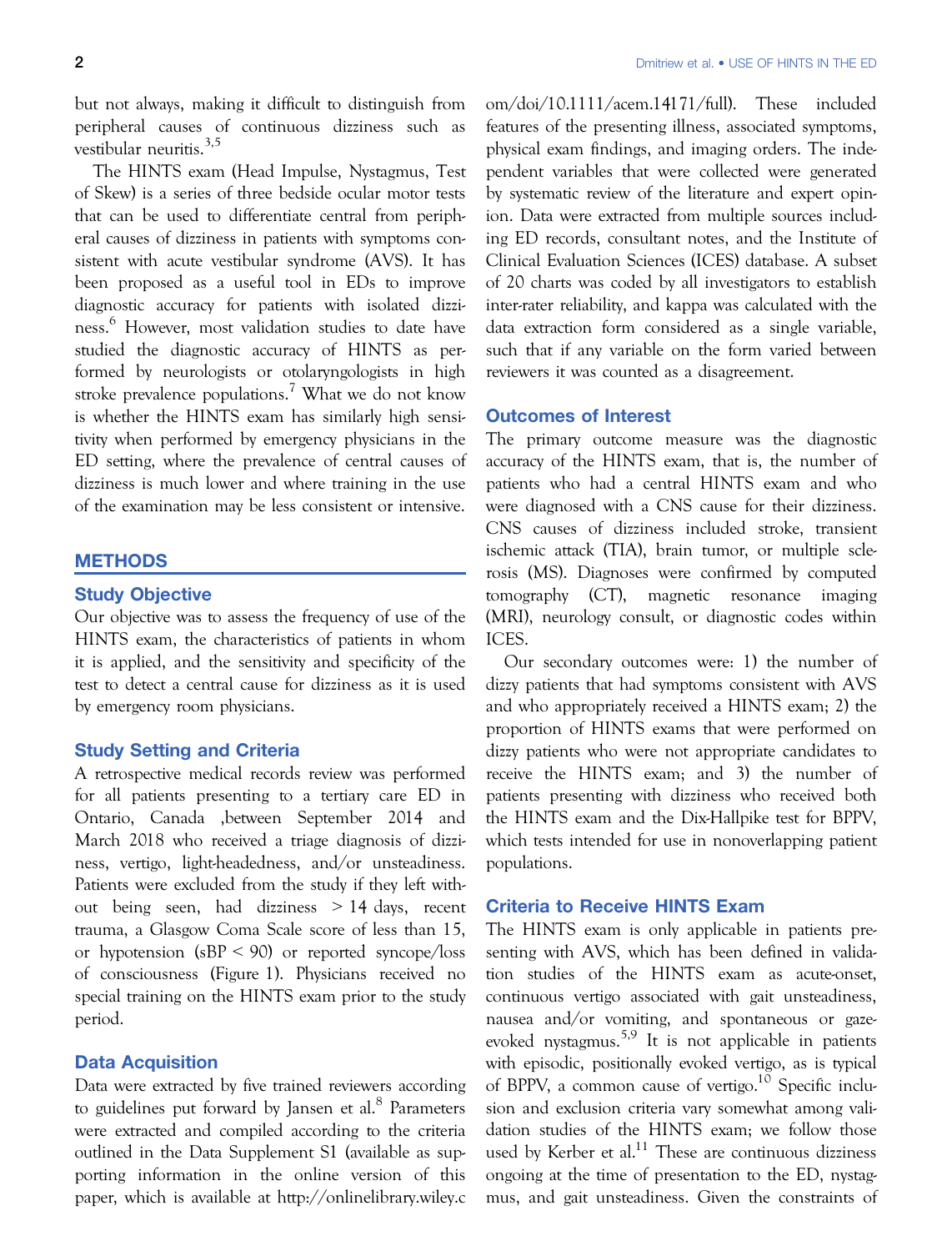but not always, making it difficult to distinguish from peripheral causes of continuous dizziness such as vestibular neuritis.[3,5]

The HINTS exam (Head Impulse, Nystagmus, Test of Skew) is a series of three bedside ocular motor tests that can be used to differentiate central from peripheral causes of dizziness in patients with symptoms consistent with acute vestibular syndrome (AVS). It has been proposed as a useful tool in EDs to improve diagnostic accuracy for patients with isolated dizziness.[6] However, most validation studies to date have studied the diagnostic accuracy of HINTS as performed by neurologists or otolaryngologists in high stroke prevalence populations.[7] What we do not know is whether the HINTS exam has similarly high sensitivity when performed by emergency physicians in the ED setting, where the prevalence of central causes of dizziness is much lower and where training in the use of the examination may be less consistent or intensive.

## METHODS

### Study Objective

Our objective was to assess the frequency of use of the HINTS exam, the characteristics of patients in whom it is applied, and the sensitivity and specificity of the test to detect a central cause for dizziness as it is used by emergency room physicians.

### Study Setting and Criteria

A retrospective medical records review was performed for all patients presenting to a tertiary care ED in Ontario, Canada ,between September 2014 and March 2018 who received a triage diagnosis of dizziness, vertigo, light-headedness, and/or unsteadiness. Patients were excluded from the study if they left without being seen, had dizziness > 14 days, recent trauma, a Glasgow Coma Scale score of less than 15, or hypotension (sBP < 90) or reported syncope/loss of consciousness (Figure 1). Physicians received no special training on the HINTS exam prior to the study period.

### Data Acquisition

Data were extracted by five trained reviewers according to guidelines put forward by Jansen et al.[8] Parameters were extracted and compiled according to the criteria outlined in the Data Supplement S1 (available as supporting information in the online version of this paper, which is available at http://onlinelibrary.wiley.com/doi/10.1111/acem.14171/full). These included features of the presenting illness, associated symptoms, physical exam findings, and imaging orders. The independent variables that were collected were generated by systematic review of the literature and expert opinion. Data were extracted from multiple sources including ED records, consultant notes, and the Institute of Clinical Evaluation Sciences (ICES) database. A subset of 20 charts was coded by all investigators to establish inter-rater reliability, and kappa was calculated with the data extraction form considered as a single variable, such that if any variable on the form varied between reviewers it was counted as a disagreement.

### Outcomes of Interest

The primary outcome measure was the diagnostic accuracy of the HINTS exam, that is, the number of patients who had a central HINTS exam and who were diagnosed with a CNS cause for their dizziness. CNS causes of dizziness included stroke, transient ischemic attack (TIA), brain tumor, or multiple sclerosis (MS). Diagnoses were confirmed by computed tomography (CT), magnetic resonance imaging (MRI), neurology consult, or diagnostic codes within ICES.

Our secondary outcomes were: 1) the number of dizzy patients that had symptoms consistent with AVS and who appropriately received a HINTS exam; 2) the proportion of HINTS exams that were performed on dizzy patients who were not appropriate candidates to receive the HINTS exam; and 3) the number of patients presenting with dizziness who received both the HINTS exam and the Dix-Hallpike test for BPPV, which tests intended for use in nonoverlapping patient populations.

### Criteria to Receive HINTS Exam

The HINTS exam is only applicable in patients presenting with AVS, which has been defined in validation studies of the HINTS exam as acute-onset, continuous vertigo associated with gait unsteadiness, nausea and/or vomiting, and spontaneous or gaze-evoked nystagmus.[5,9] It is not applicable in patients with episodic, positionally evoked vertigo, as is typical of BPPV, a common cause of vertigo.[10] Specific inclusion and exclusion criteria vary somewhat among validation studies of the HINTS exam; we follow those used by Kerber et al.[11] These are continuous dizziness ongoing at the time of presentation to the ED, nystagmus, and gait unsteadiness. Given the constraints of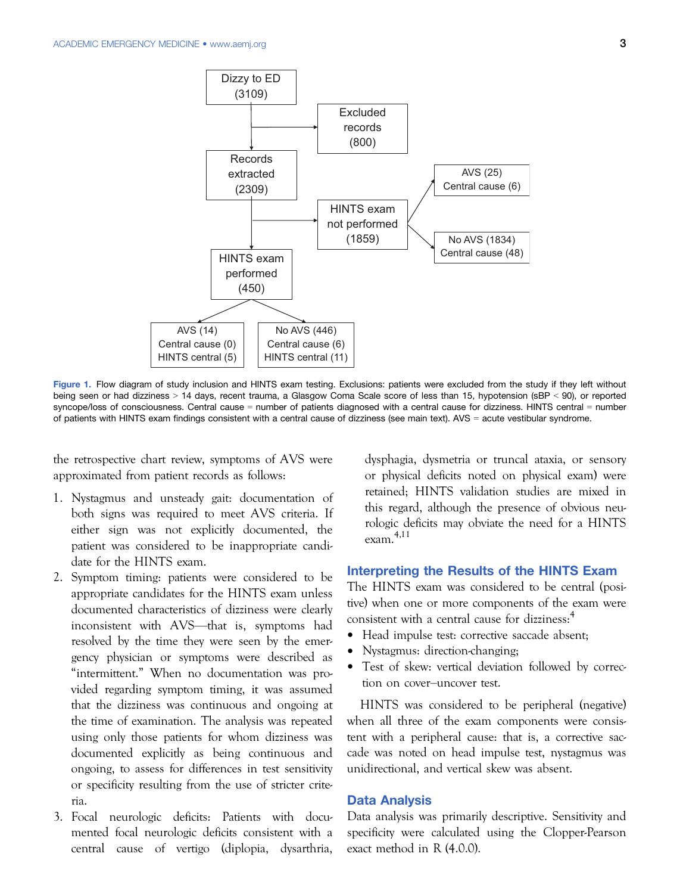Dizzy to ED (3109)

Excluded records (800)

Records extracted (2309)

HINTS exam not performed (1859)

AVS (25) Central cause (6)

No AVS (1834) Central cause (48)

HINTS exam performed (450)

AVS (14) Central cause (0) HINTS central (5)

No AVS (446) Central cause (6) HINTS central (11)

**Figure 1.** Flow diagram of study inclusion and HINTS exam testing. Exclusions: patients were excluded from the study if they left without being seen or had dizziness > 14 days, recent trauma, a Glasgow Coma Scale score of less than 15, hypotension (sBP < 90), or reported syncope/loss of consciousness. Central cause = number of patients diagnosed with a central cause for dizziness. HINTS central = number of patients with HINTS exam findings consistent with a central cause of dizziness (see main text). AVS = acute vestibular syndrome.

the retrospective chart review, symptoms of AVS were approximated from patient records as follows:

1. Nystagmus and unsteady gait: documentation of both signs was required to meet AVS criteria. If either sign was not explicitly documented, the patient was considered to be inappropriate candidate for the HINTS exam.
2. Symptom timing: patients were considered to be appropriate candidates for the HINTS exam unless documented characteristics of dizziness were clearly inconsistent with AVS—that is, symptoms had resolved by the time they were seen by the emergency physician or symptoms were described as "intermittent." When no documentation was provided regarding symptom timing, it was assumed that the dizziness was continuous and ongoing at the time of examination. The analysis was repeated using only those patients for whom dizziness was documented explicitly as being continuous and ongoing, to assess for differences in test sensitivity or specificity resulting from the use of stricter criteria.
3. Focal neurologic deficits: Patients with documented focal neurologic deficits consistent with a central cause of vertigo (diplopia, dysarthria, dysphagia, dysmetria or truncal ataxia, or sensory or physical deficits noted on physical exam) were retained; HINTS validation studies are mixed in this regard, although the presence of obvious neurologic deficits may obviate the need for a HINTS exam.[4,11]

## Interpreting the Results of the HINTS Exam

The HINTS exam was considered to be central (positive) when one or more components of the exam were consistent with a central cause for dizziness:[4]

- Head impulse test: corrective saccade absent;
- Nystagmus: direction-changing;
- Test of skew: vertical deviation followed by correction on cover–uncover test.

HINTS was considered to be peripheral (negative) when all three of the exam components were consistent with a peripheral cause: that is, a corrective saccade was noted on head impulse test, nystagmus was unidirectional, and vertical skew was absent.

## Data Analysis

Data analysis was primarily descriptive. Sensitivity and specificity were calculated using the Clopper-Pearson exact method in R (4.0.0).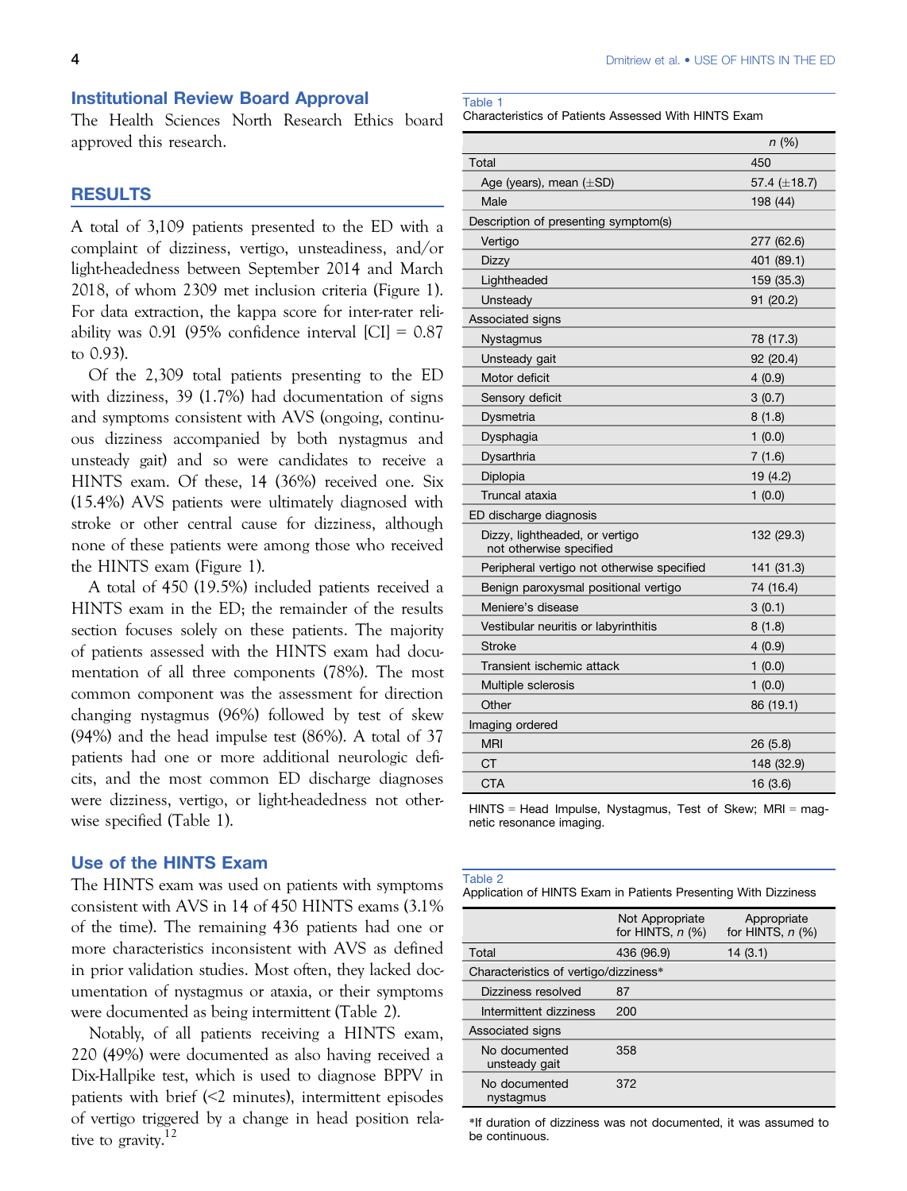## Institutional Review Board Approval

The Health Sciences North Research Ethics board approved this research.

## RESULTS

A total of 3,109 patients presented to the ED with a complaint of dizziness, vertigo, unsteadiness, and/or light-headedness between September 2014 and March 2018, of whom 2309 met inclusion criteria (Figure 1). For data extraction, the kappa score for inter-rater reliability was 0.91 (95% confidence interval [CI] = 0.87 to 0.93).

Of the 2,309 total patients presenting to the ED with dizziness, 39 (1.7%) had documentation of signs and symptoms consistent with AVS (ongoing, continuous dizziness accompanied by both nystagmus and unsteady gait) and so were candidates to receive a HINTS exam. Of these, 14 (36%) received one. Six (15.4%) AVS patients were ultimately diagnosed with stroke or other central cause for dizziness, although none of these patients were among those who received the HINTS exam (Figure 1).

A total of 450 (19.5%) included patients received a HINTS exam in the ED; the remainder of the results section focuses solely on these patients. The majority of patients assessed with the HINTS exam had documentation of all three components (78%). The most common component was the assessment for direction changing nystagmus (96%) followed by test of skew (94%) and the head impulse test (86%). A total of 37 patients had one or more additional neurologic deficits, and the most common ED discharge diagnoses were dizziness, vertigo, or light-headedness not otherwise specified (Table 1).

### Use of the HINTS Exam

The HINTS exam was used on patients with symptoms consistent with AVS in 14 of 450 HINTS exams (3.1% of the time). The remaining 436 patients had one or more characteristics inconsistent with AVS as defined in prior validation studies. Most often, they lacked documentation of nystagmus or ataxia, or their symptoms were documented as being intermittent (Table 2).

Notably, of all patients receiving a HINTS exam, 220 (49%) were documented as also having received a Dix-Hallpike test, which is used to diagnose BPPV in patients with brief (<2 minutes), intermittent episodes of vertigo triggered by a change in head position relative to gravity.[12]

Table 1
Characteristics of Patients Assessed With HINTS Exam

| | *n* (%) |
|---|---|
| Total | 450 |
| Age (years), mean (±SD) | 57.4 (±18.7) |
| Male | 198 (44) |
| Description of presenting symptom(s) | |
| Vertigo | 277 (62.6) |
| Dizzy | 401 (89.1) |
| Lightheaded | 159 (35.3) |
| Unsteady | 91 (20.2) |
| Associated signs | |
| Nystagmus | 78 (17.3) |
| Unsteady gait | 92 (20.4) |
| Motor deficit | 4 (0.9) |
| Sensory deficit | 3 (0.7) |
| Dysmetria | 8 (1.8) |
| Dysphagia | 1 (0.0) |
| Dysarthria | 7 (1.6) |
| Diplopia | 19 (4.2) |
| Truncal ataxia | 1 (0.0) |
| ED discharge diagnosis | |
| Dizzy, lightheaded, or vertigo not otherwise specified | 132 (29.3) |
| Peripheral vertigo not otherwise specified | 141 (31.3) |
| Benign paroxysmal positional vertigo | 74 (16.4) |
| Meniere's disease | 3 (0.1) |
| Vestibular neuritis or labyrinthitis | 8 (1.8) |
| Stroke | 4 (0.9) |
| Transient ischemic attack | 1 (0.0) |
| Multiple sclerosis | 1 (0.0) |
| Other | 86 (19.1) |
| Imaging ordered | |
| MRI | 26 (5.8) |
| CT | 148 (32.9) |
| CTA | 16 (3.6) |

HINTS = Head Impulse, Nystagmus, Test of Skew; MRI = magnetic resonance imaging.

Table 2
Application of HINTS Exam in Patients Presenting With Dizziness

| | Not Appropriate for HINTS, *n* (%) | Appropriate for HINTS, *n* (%) |
|---|---|---|
| Total | 436 (96.9) | 14 (3.1) |
| Characteristics of vertigo/dizziness* | | |
| Dizziness resolved | 87 | |
| Intermittent dizziness | 200 | |
| Associated signs | | |
| No documented unsteady gait | 358 | |
| No documented nystagmus | 372 | |

*If duration of dizziness was not documented, it was assumed to be continuous.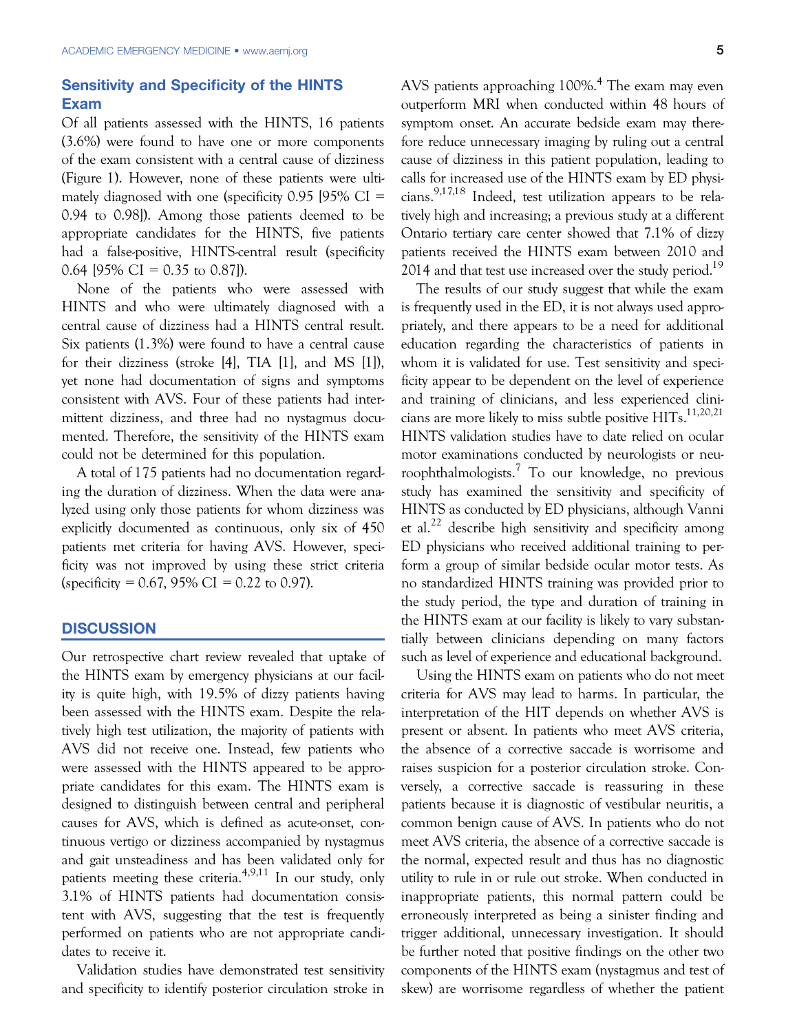### Sensitivity and Specificity of the HINTS Exam

Of all patients assessed with the HINTS, 16 patients (3.6%) were found to have one or more components of the exam consistent with a central cause of dizziness (Figure 1). However, none of these patients were ultimately diagnosed with one (specificity 0.95 [95% CI = 0.94 to 0.98]). Among those patients deemed to be appropriate candidates for the HINTS, five patients had a false-positive, HINTS-central result (specificity 0.64 [95% CI = 0.35 to 0.87]).

None of the patients who were assessed with HINTS and who were ultimately diagnosed with a central cause of dizziness had a HINTS central result. Six patients (1.3%) were found to have a central cause for their dizziness (stroke [4], TIA [1], and MS [1]), yet none had documentation of signs and symptoms consistent with AVS. Four of these patients had intermittent dizziness, and three had no nystagmus documented. Therefore, the sensitivity of the HINTS exam could not be determined for this population.

A total of 175 patients had no documentation regarding the duration of dizziness. When the data were analyzed using only those patients for whom dizziness was explicitly documented as continuous, only six of 450 patients met criteria for having AVS. However, specificity was not improved by using these strict criteria (specificity = 0.67, 95% CI = 0.22 to 0.97).

## DISCUSSION

Our retrospective chart review revealed that uptake of the HINTS exam by emergency physicians at our facility is quite high, with 19.5% of dizzy patients having been assessed with the HINTS exam. Despite the relatively high test utilization, the majority of patients with AVS did not receive one. Instead, few patients who were assessed with the HINTS appeared to be appropriate candidates for this exam. The HINTS exam is designed to distinguish between central and peripheral causes for AVS, which is defined as acute-onset, continuous vertigo or dizziness accompanied by nystagmus and gait unsteadiness and has been validated only for patients meeting these criteria.[4,9,11] In our study, only 3.1% of HINTS patients had documentation consistent with AVS, suggesting that the test is frequently performed on patients who are not appropriate candidates to receive it.

Validation studies have demonstrated test sensitivity and specificity to identify posterior circulation stroke in AVS patients approaching 100%.[4] The exam may even outperform MRI when conducted within 48 hours of symptom onset. An accurate bedside exam may therefore reduce unnecessary imaging by ruling out a central cause of dizziness in this patient population, leading to calls for increased use of the HINTS exam by ED physicians.[9,17,18] Indeed, test utilization appears to be relatively high and increasing; a previous study at a different Ontario tertiary care center showed that 7.1% of dizzy patients received the HINTS exam between 2010 and 2014 and that test use increased over the study period.[19]

The results of our study suggest that while the exam is frequently used in the ED, it is not always used appropriately, and there appears to be a need for additional education regarding the characteristics of patients in whom it is validated for use. Test sensitivity and specificity appear to be dependent on the level of experience and training of clinicians, and less experienced clinicians are more likely to miss subtle positive HITs.[11,20,21] HINTS validation studies have to date relied on ocular motor examinations conducted by neurologists or neuroophthalmologists.[7] To our knowledge, no previous study has examined the sensitivity and specificity of HINTS as conducted by ED physicians, although Vanni et al.[22] describe high sensitivity and specificity among ED physicians who received additional training to perform a group of similar bedside ocular motor tests. As no standardized HINTS training was provided prior to the study period, the type and duration of training in the HINTS exam at our facility is likely to vary substantially between clinicians depending on many factors such as level of experience and educational background.

Using the HINTS exam on patients who do not meet criteria for AVS may lead to harms. In particular, the interpretation of the HIT depends on whether AVS is present or absent. In patients who meet AVS criteria, the absence of a corrective saccade is worrisome and raises suspicion for a posterior circulation stroke. Conversely, a corrective saccade is reassuring in these patients because it is diagnostic of vestibular neuritis, a common benign cause of AVS. In patients who do not meet AVS criteria, the absence of a corrective saccade is the normal, expected result and thus has no diagnostic utility to rule in or rule out stroke. When conducted in inappropriate patients, this normal pattern could be erroneously interpreted as being a sinister finding and trigger additional, unnecessary investigation. It should be further noted that positive findings on the other two components of the HINTS exam (nystagmus and test of skew) are worrisome regardless of whether the patient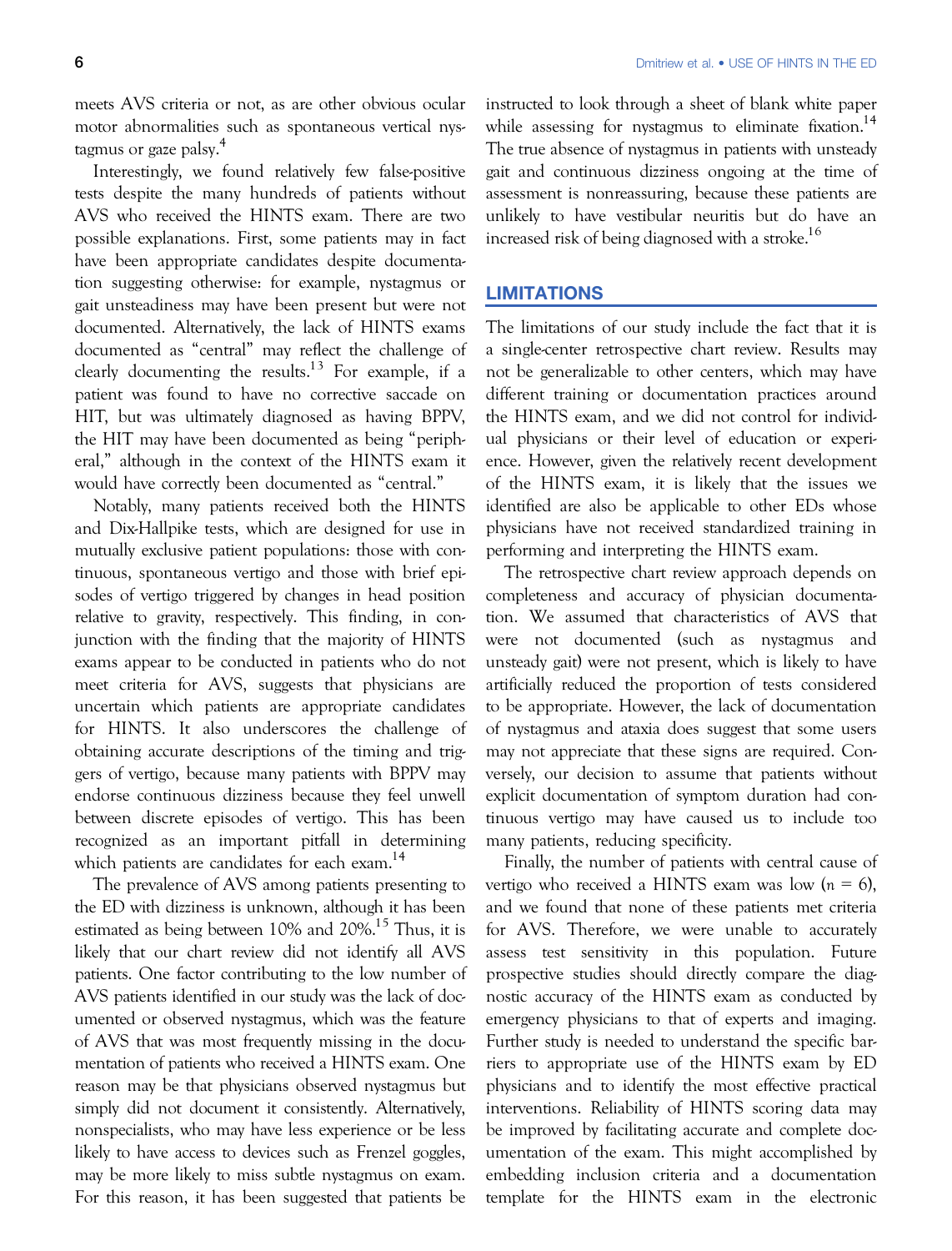meets AVS criteria or not, as are other obvious ocular motor abnormalities such as spontaneous vertical nystagmus or gaze palsy.[4]

Interestingly, we found relatively few false-positive tests despite the many hundreds of patients without AVS who received the HINTS exam. There are two possible explanations. First, some patients may in fact have been appropriate candidates despite documentation suggesting otherwise: for example, nystagmus or gait unsteadiness may have been present but were not documented. Alternatively, the lack of HINTS exams documented as "central" may reflect the challenge of clearly documenting the results.[13] For example, if a patient was found to have no corrective saccade on HIT, but was ultimately diagnosed as having BPPV, the HIT may have been documented as being "peripheral," although in the context of the HINTS exam it would have correctly been documented as "central."

Notably, many patients received both the HINTS and Dix-Hallpike tests, which are designed for use in mutually exclusive patient populations: those with continuous, spontaneous vertigo and those with brief episodes of vertigo triggered by changes in head position relative to gravity, respectively. This finding, in conjunction with the finding that the majority of HINTS exams appear to be conducted in patients who do not meet criteria for AVS, suggests that physicians are uncertain which patients are appropriate candidates for HINTS. It also underscores the challenge of obtaining accurate descriptions of the timing and triggers of vertigo, because many patients with BPPV may endorse continuous dizziness because they feel unwell between discrete episodes of vertigo. This has been recognized as an important pitfall in determining which patients are candidates for each exam.[14]

The prevalence of AVS among patients presenting to the ED with dizziness is unknown, although it has been estimated as being between 10% and 20%.[15] Thus, it is likely that our chart review did not identify all AVS patients. One factor contributing to the low number of AVS patients identified in our study was the lack of documented or observed nystagmus, which was the feature of AVS that was most frequently missing in the documentation of patients who received a HINTS exam. One reason may be that physicians observed nystagmus but simply did not document it consistently. Alternatively, nonspecialists, who may have less experience or be less likely to have access to devices such as Frenzel goggles, may be more likely to miss subtle nystagmus on exam. For this reason, it has been suggested that patients be instructed to look through a sheet of blank white paper while assessing for nystagmus to eliminate fixation.[14] The true absence of nystagmus in patients with unsteady gait and continuous dizziness ongoing at the time of assessment is nonreassuring, because these patients are unlikely to have vestibular neuritis but do have an increased risk of being diagnosed with a stroke.[16]

## LIMITATIONS

The limitations of our study include the fact that it is a single-center retrospective chart review. Results may not be generalizable to other centers, which may have different training or documentation practices around the HINTS exam, and we did not control for individual physicians or their level of education or experience. However, given the relatively recent development of the HINTS exam, it is likely that the issues we identified are also be applicable to other EDs whose physicians have not received standardized training in performing and interpreting the HINTS exam.

The retrospective chart review approach depends on completeness and accuracy of physician documentation. We assumed that characteristics of AVS that were not documented (such as nystagmus and unsteady gait) were not present, which is likely to have artificially reduced the proportion of tests considered to be appropriate. However, the lack of documentation of nystagmus and ataxia does suggest that some users may not appreciate that these signs are required. Conversely, our decision to assume that patients without explicit documentation of symptom duration had continuous vertigo may have caused us to include too many patients, reducing specificity.

Finally, the number of patients with central cause of vertigo who received a HINTS exam was low ($n$ = 6), and we found that none of these patients met criteria for AVS. Therefore, we were unable to accurately assess test sensitivity in this population. Future prospective studies should directly compare the diagnostic accuracy of the HINTS exam as conducted by emergency physicians to that of experts and imaging. Further study is needed to understand the specific barriers to appropriate use of the HINTS exam by ED physicians and to identify the most effective practical interventions. Reliability of HINTS scoring data may be improved by facilitating accurate and complete documentation of the exam. This might accomplished by embedding inclusion criteria and a documentation template for the HINTS exam in the electronic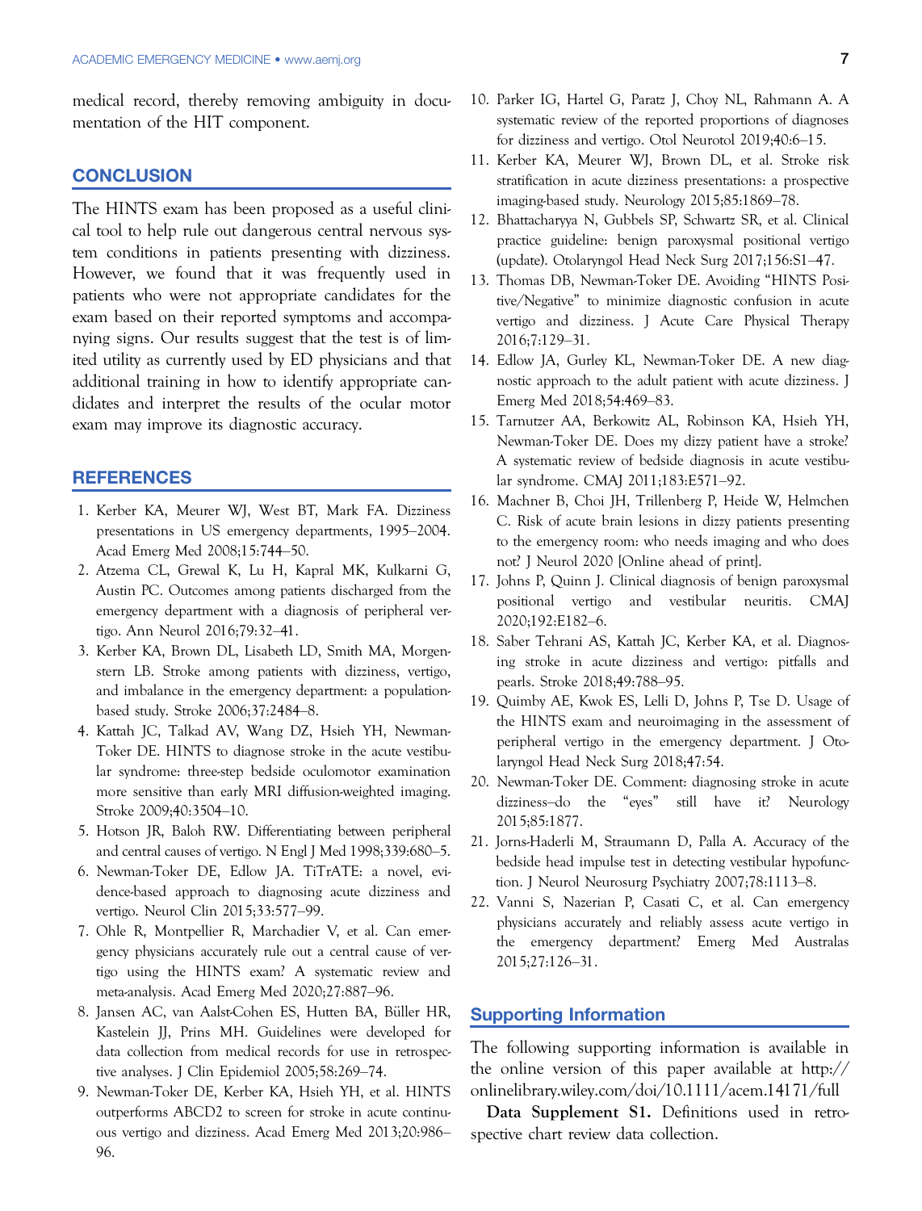medical record, thereby removing ambiguity in documentation of the HIT component.

## CONCLUSION

The HINTS exam has been proposed as a useful clinical tool to help rule out dangerous central nervous system conditions in patients presenting with dizziness. However, we found that it was frequently used in patients who were not appropriate candidates for the exam based on their reported symptoms and accompanying signs. Our results suggest that the test is of limited utility as currently used by ED physicians and that additional training in how to identify appropriate candidates and interpret the results of the ocular motor exam may improve its diagnostic accuracy.

## REFERENCES

1. Kerber KA, Meurer WJ, West BT, Mark FA. Dizziness presentations in US emergency departments, 1995–2004. Acad Emerg Med 2008;15:744–50.
2. Atzema CL, Grewal K, Lu H, Kapral MK, Kulkarni G, Austin PC. Outcomes among patients discharged from the emergency department with a diagnosis of peripheral vertigo. Ann Neurol 2016;79:32–41.
3. Kerber KA, Brown DL, Lisabeth LD, Smith MA, Morgenstern LB. Stroke among patients with dizziness, vertigo, and imbalance in the emergency department: a population-based study. Stroke 2006;37:2484–8.
4. Kattah JC, Talkad AV, Wang DZ, Hsieh YH, Newman-Toker DE. HINTS to diagnose stroke in the acute vestibular syndrome: three-step bedside oculomotor examination more sensitive than early MRI diffusion-weighted imaging. Stroke 2009;40:3504–10.
5. Hotson JR, Baloh RW. Differentiating between peripheral and central causes of vertigo. N Engl J Med 1998;339:680–5.
6. Newman-Toker DE, Edlow JA. TiTrATE: a novel, evidence-based approach to diagnosing acute dizziness and vertigo. Neurol Clin 2015;33:577–99.
7. Ohle R, Montpellier R, Marchadier V, et al. Can emergency physicians accurately rule out a central cause of vertigo using the HINTS exam? A systematic review and meta-analysis. Acad Emerg Med 2020;27:887–96.
8. Jansen AC, van Aalst-Cohen ES, Hutten BA, Büller HR, Kastelein JJ, Prins MH. Guidelines were developed for data collection from medical records for use in retrospective analyses. J Clin Epidemiol 2005;58:269–74.
9. Newman-Toker DE, Kerber KA, Hsieh YH, et al. HINTS outperforms ABCD2 to screen for stroke in acute continuous vertigo and dizziness. Acad Emerg Med 2013;20:986–96.
10. Parker IG, Hartel G, Paratz J, Choy NL, Rahmann A. A systematic review of the reported proportions of diagnoses for dizziness and vertigo. Otol Neurotol 2019;40:6–15.
11. Kerber KA, Meurer WJ, Brown DL, et al. Stroke risk stratification in acute dizziness presentations: a prospective imaging-based study. Neurology 2015;85:1869–78.
12. Bhattacharyya N, Gubbels SP, Schwartz SR, et al. Clinical practice guideline: benign paroxysmal positional vertigo (update). Otolaryngol Head Neck Surg 2017;156:S1–47.
13. Thomas DB, Newman-Toker DE. Avoiding "HINTS Positive/Negative" to minimize diagnostic confusion in acute vertigo and dizziness. J Acute Care Physical Therapy 2016;7:129–31.
14. Edlow JA, Gurley KL, Newman-Toker DE. A new diagnostic approach to the adult patient with acute dizziness. J Emerg Med 2018;54:469–83.
15. Tarnutzer AA, Berkowitz AL, Robinson KA, Hsieh YH, Newman-Toker DE. Does my dizzy patient have a stroke? A systematic review of bedside diagnosis in acute vestibular syndrome. CMAJ 2011;183:E571–92.
16. Machner B, Choi JH, Trillenberg P, Heide W, Helmchen C. Risk of acute brain lesions in dizzy patients presenting to the emergency room: who needs imaging and who does not? J Neurol 2020 [Online ahead of print].
17. Johns P, Quinn J. Clinical diagnosis of benign paroxysmal positional vertigo and vestibular neuritis. CMAJ 2020;192:E182–6.
18. Saber Tehrani AS, Kattah JC, Kerber KA, et al. Diagnosing stroke in acute dizziness and vertigo: pitfalls and pearls. Stroke 2018;49:788–95.
19. Quimby AE, Kwok ES, Lelli D, Johns P, Tse D. Usage of the HINTS exam and neuroimaging in the assessment of peripheral vertigo in the emergency department. J Otolaryngol Head Neck Surg 2018;47:54.
20. Newman-Toker DE. Comment: diagnosing stroke in acute dizziness–do the "eyes" still have it? Neurology 2015;85:1877.
21. Jorns-Haderli M, Straumann D, Palla A. Accuracy of the bedside head impulse test in detecting vestibular hypofunction. J Neurol Neurosurg Psychiatry 2007;78:1113–8.
22. Vanni S, Nazerian P, Casati C, et al. Can emergency physicians accurately and reliably assess acute vertigo in the emergency department? Emerg Med Australas 2015;27:126–31.

## Supporting Information

The following supporting information is available in the online version of this paper available at http://onlinelibrary.wiley.com/doi/10.1111/acem.14171/full

**Data Supplement S1.** Definitions used in retrospective chart review data collection.